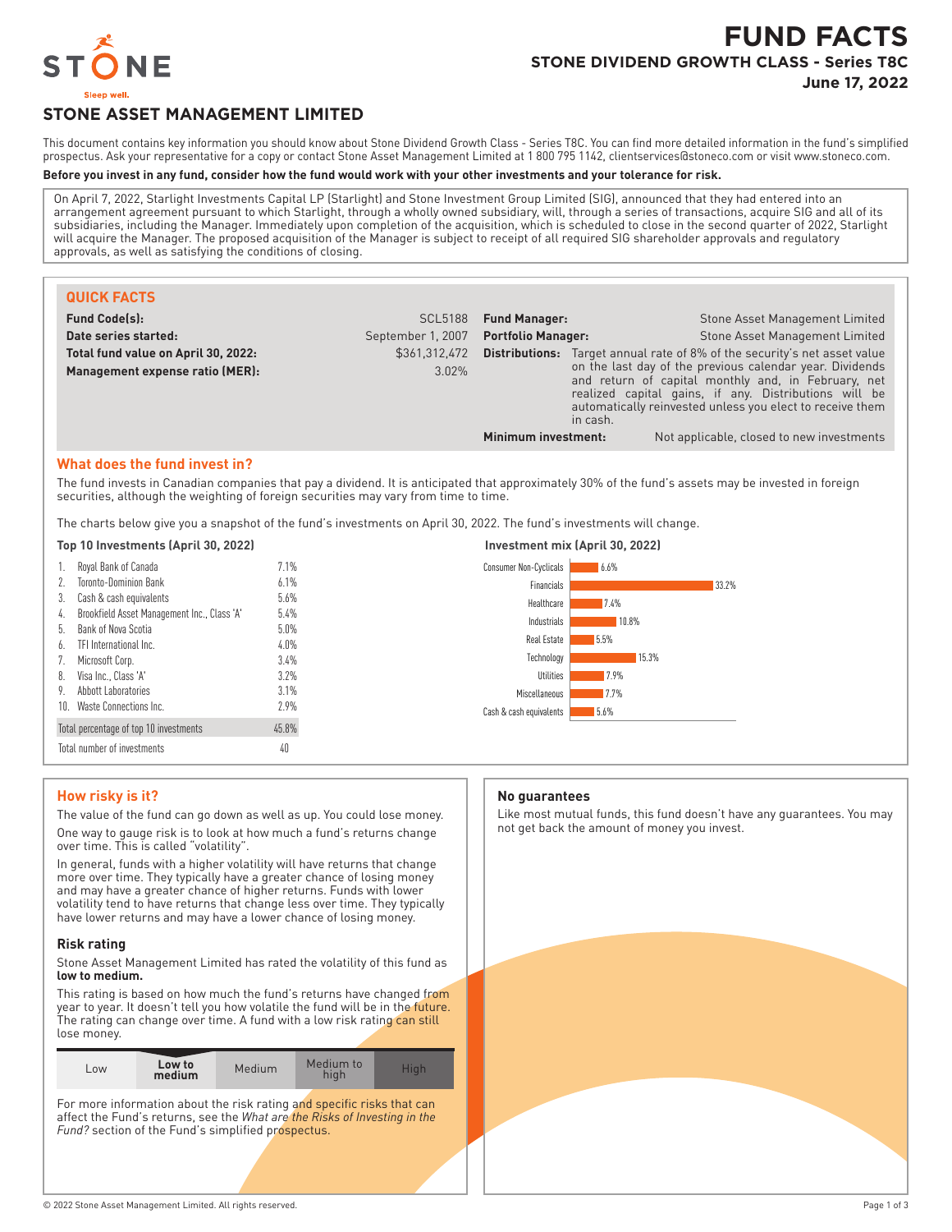# FUND FACTS

## STONE DIVIDEND GROWTH CLASS - Series T8C

**June 17, 2022**

## STONE ASSET MANAGEMENT LIMITED

This document contains key information you should know about Stone Dividend Growth Class - Series T8C. You can find more detailed information in the fund's simplified prospectus. Ask your representative for a copy or contact Stone Asset Management Limited at 1 800 795 1142, clientservices@stoneco.com or visit www.stoneco.com.

**Before you invest in any fund, consider how the fund would work with your other investments and your tolerance for risk.**

On April 7, 2022, Starlight Investments Capital LP (Starlight) and Stone Investment Group Limited (SIG), announced that they had entered into an arrangement agreement pursuant to which Starlight, through a wholly owned subsidiary, will, through a series of transactions, acquire SIG and all of its subsidiaries, including the Manager. Immediately upon completion of the acquisition, which is scheduled to close in the second quarter of 2022, Starlight will acquire the Manager. The proposed acquisition of the Manager is subject to receipt of all required SIG shareholder approvals and regulatory approvals, as well as satisfying the conditions of closing.

### QUICK FACTS

| | | | |
|---|---|---|---|
| **Fund Code(s):** | SCL5188 | **Fund Manager:** | Stone Asset Management Limited |
| **Date series started:** | September 1, 2007 | **Portfolio Manager:** | Stone Asset Management Limited |
| **Total fund value on April 30, 2022:** | $361,312,472 | **Distributions:** | Target annual rate of 8% of the security's net asset value on the last day of the previous calendar year. Dividends and return of capital monthly and, in February, net realized capital gains, if any. Distributions will be automatically reinvested unless you elect to receive them in cash. |
| **Management expense ratio (MER):** | 3.02% | **Minimum investment:** | Not applicable, closed to new investments |

### What does the fund invest in?

The fund invests in Canadian companies that pay a dividend. It is anticipated that approximately 30% of the fund's assets may be invested in foreign securities, although the weighting of foreign securities may vary from time to time.

The charts below give you a snapshot of the fund's investments on April 30, 2022. The fund's investments will change.

**Top 10 Investments (April 30, 2022)**

| | | |
|---|---|---|
| 1. | Royal Bank of Canada | 7.1% |
| 2. | Toronto-Dominion Bank | 6.1% |
| 3. | Cash & cash equivalents | 5.6% |
| 4. | Brookfield Asset Management Inc., Class 'A' | 5.4% |
| 5. | Bank of Nova Scotia | 5.0% |
| 6. | TFI International Inc. | 4.0% |
| 7. | Microsoft Corp. | 3.4% |
| 8. | Visa Inc., Class 'A' | 3.2% |
| 9. | Abbott Laboratories | 3.1% |
| 10. | Waste Connections Inc. | 2.9% |
| | Total percentage of top 10 investments | 45.8% |
| | Total number of investments | 40 |

**Investment mix (April 30, 2022)**

| Sector | % |
|---|---|
| Consumer Non-Cyclicals | 6.6% |
| Financials | 33.2% |
| Healthcare | 7.4% |
| Industrials | 10.8% |
| Real Estate | 5.5% |
| Technology | 15.3% |
| Utilities | 7.9% |
| Miscellaneous | 7.7% |
| Cash & cash equivalents | 5.6% |

### How risky is it?

The value of the fund can go down as well as up. You could lose money.

One way to gauge risk is to look at how much a fund's returns change over time. This is called "volatility".

In general, funds with a higher volatility will have returns that change more over time. They typically have a greater chance of losing money and may have a greater chance of higher returns. Funds with lower volatility tend to have returns that change less over time. They typically have lower returns and may have a lower chance of losing money.

#### Risk rating

Stone Asset Management Limited has rated the volatility of this fund as **low to medium.**

This rating is based on how much the fund's returns have changed from year to year. It doesn't tell you how volatile the fund will be in the future. The rating can change over time. A fund with a low risk rating can still lose money.

| Low | **Low to medium** | Medium | Medium to high | High |
|---|---|---|---|---|

For more information about the risk rating and specific risks that can affect the Fund's returns, see the *What are the Risks of Investing in the Fund?* section of the Fund's simplified prospectus.

### No guarantees

Like most mutual funds, this fund doesn't have any guarantees. You may not get back the amount of money you invest.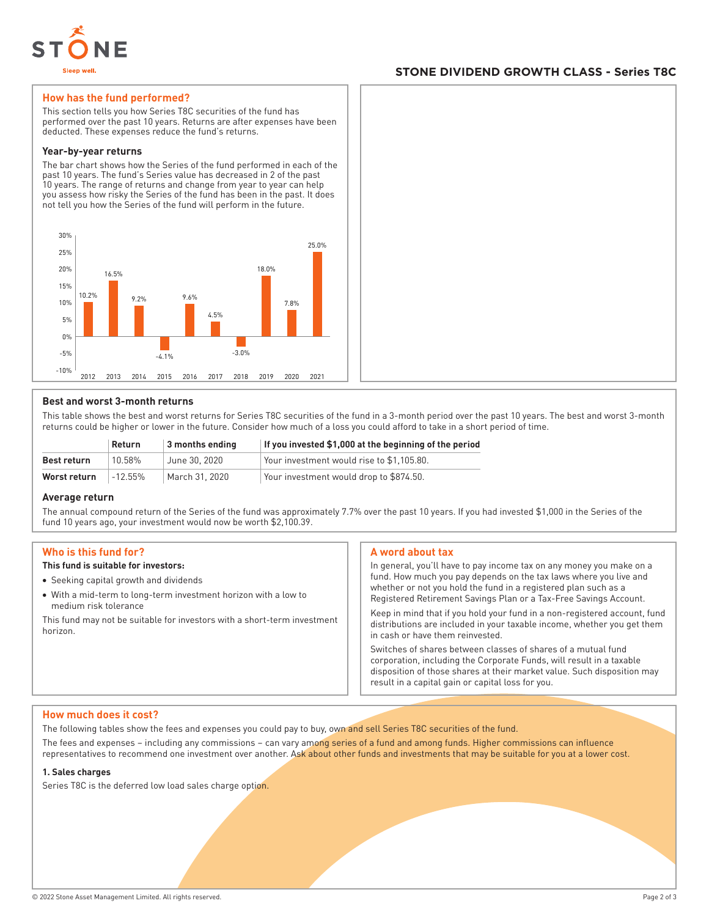STONE DIVIDEND GROWTH CLASS - Series T8C

## How has the fund performed?

This section tells you how Series T8C securities of the fund has performed over the past 10 years. Returns are after expenses have been deducted. These expenses reduce the fund's returns.

### Year-by-year returns

The bar chart shows how the Series of the fund performed in each of the past 10 years. The fund's Series value has decreased in 2 of the past 10 years. The range of returns and change from year to year can help you assess how risky the Series of the fund has been in the past. It does not tell you how the Series of the fund will perform in the future.

| Year | Return |
|---|---|
| 2012 | 10.2% |
| 2013 | 16.5% |
| 2014 | 9.2% |
| 2015 | -4.1% |
| 2016 | 9.6% |
| 2017 | 4.5% |
| 2018 | -3.0% |
| 2019 | 18.0% |
| 2020 | 7.8% |
| 2021 | 25.0% |

### Best and worst 3-month returns

This table shows the best and worst returns for Series T8C securities of the fund in a 3-month period over the past 10 years. The best and worst 3-month returns could be higher or lower in the future. Consider how much of a loss you could afford to take in a short period of time.

| | Return | 3 months ending | If you invested $1,000 at the beginning of the period |
|---|---|---|---|
| **Best return** | 10.58% | June 30, 2020 | Your investment would rise to $1,105.80. |
| **Worst return** | -12.55% | March 31, 2020 | Your investment would drop to $874.50. |

### Average return

The annual compound return of the Series of the fund was approximately 7.7% over the past 10 years. If you had invested $1,000 in the Series of the fund 10 years ago, your investment would now be worth $2,100.39.

## Who is this fund for?

**This fund is suitable for investors:**

- Seeking capital growth and dividends
- With a mid-term to long-term investment horizon with a low to medium risk tolerance

This fund may not be suitable for investors with a short-term investment horizon.

## A word about tax

In general, you'll have to pay income tax on any money you make on a fund. How much you pay depends on the tax laws where you live and whether or not you hold the fund in a registered plan such as a Registered Retirement Savings Plan or a Tax-Free Savings Account.

Keep in mind that if you hold your fund in a non-registered account, fund distributions are included in your taxable income, whether you get them in cash or have them reinvested.

Switches of shares between classes of shares of a mutual fund corporation, including the Corporate Funds, will result in a taxable disposition of those shares at their market value. Such disposition may result in a capital gain or capital loss for you.

## How much does it cost?

The following tables show the fees and expenses you could pay to buy, own and sell Series T8C securities of the fund.

The fees and expenses – including any commissions – can vary among series of a fund and among funds. Higher commissions can influence representatives to recommend one investment over another. Ask about other funds and investments that may be suitable for you at a lower cost.

### 1. Sales charges

Series T8C is the deferred low load sales charge option.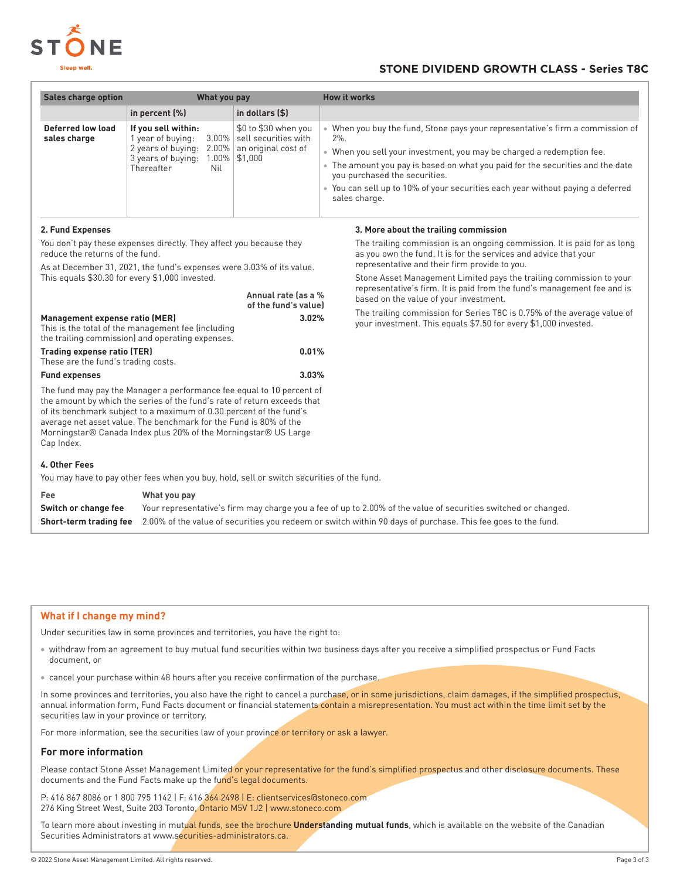STONE

Sleep well.

## STONE DIVIDEND GROWTH CLASS - Series T8C

| Sales charge option | What you pay | | How it works |
|---|---|---|---|
| | in percent (%) | in dollars ($) | |
| Deferred low load sales charge | If you sell within: 1 year of buying: 3.00% 2 years of buying: 2.00% 3 years of buying: 1.00% Thereafter Nil | $0 to $30 when you sell securities with an original cost of $1,000 | • When you buy the fund, Stone pays your representative's firm a commission of 2%. • When you sell your investment, you may be charged a redemption fee. • The amount you pay is based on what you paid for the securities and the date you purchased the securities. • You can sell up to 10% of your securities each year without paying a deferred sales charge. |

### 2. Fund Expenses

You don't pay these expenses directly. They affect you because they reduce the returns of the fund.

As at December 31, 2021, the fund's expenses were 3.03% of its value. This equals $30.30 for every $1,000 invested.

| | Annual rate (as a % of the fund's value) |
|---|---|
| **Management expense ratio (MER)** This is the total of the management fee (including the trailing commission) and operating expenses. | **3.02%** |
| **Trading expense ratio (TER)** These are the fund's trading costs. | **0.01%** |
| **Fund expenses** | **3.03%** |

The fund may pay the Manager a performance fee equal to 10 percent of the amount by which the series of the fund's rate of return exceeds that of its benchmark subject to a maximum of 0.30 percent of the fund's average net asset value. The benchmark for the Fund is 80% of the Morningstar® Canada Index plus 20% of the Morningstar® US Large Cap Index.

### 3. More about the trailing commission

The trailing commission is an ongoing commission. It is paid for as long as you own the fund. It is for the services and advice that your representative and their firm provide to you.

Stone Asset Management Limited pays the trailing commission to your representative's firm. It is paid from the fund's management fee and is based on the value of your investment.

The trailing commission for Series T8C is 0.75% of the average value of your investment. This equals $7.50 for every $1,000 invested.

### 4. Other Fees

You may have to pay other fees when you buy, hold, sell or switch securities of the fund.

| Fee | What you pay |
|---|---|
| **Switch or change fee** | Your representative's firm may charge you a fee of up to 2.00% of the value of securities switched or changed. |
| **Short-term trading fee** | 2.00% of the value of securities you redeem or switch within 90 days of purchase. This fee goes to the fund. |

## What if I change my mind?

Under securities law in some provinces and territories, you have the right to:

- withdraw from an agreement to buy mutual fund securities within two business days after you receive a simplified prospectus or Fund Facts document, or
- cancel your purchase within 48 hours after you receive confirmation of the purchase.

In some provinces and territories, you also have the right to cancel a purchase, or in some jurisdictions, claim damages, if the simplified prospectus, annual information form, Fund Facts document or financial statements contain a misrepresentation. You must act within the time limit set by the securities law in your province or territory.

For more information, see the securities law of your province or territory or ask a lawyer.

## For more information

Please contact Stone Asset Management Limited or your representative for the fund's simplified prospectus and other disclosure documents. These documents and the Fund Facts make up the fund's legal documents.

P: 416 867 8086 or 1 800 795 1142 | F: 416 364 2498 | E: clientservices@stoneco.com
276 King Street West, Suite 203 Toronto, Ontario M5V 1J2 | www.stoneco.com

To learn more about investing in mutual funds, see the brochure **Understanding mutual funds**, which is available on the website of the Canadian Securities Administrators at www.securities-administrators.ca.

© 2022 Stone Asset Management Limited. All rights reserved.